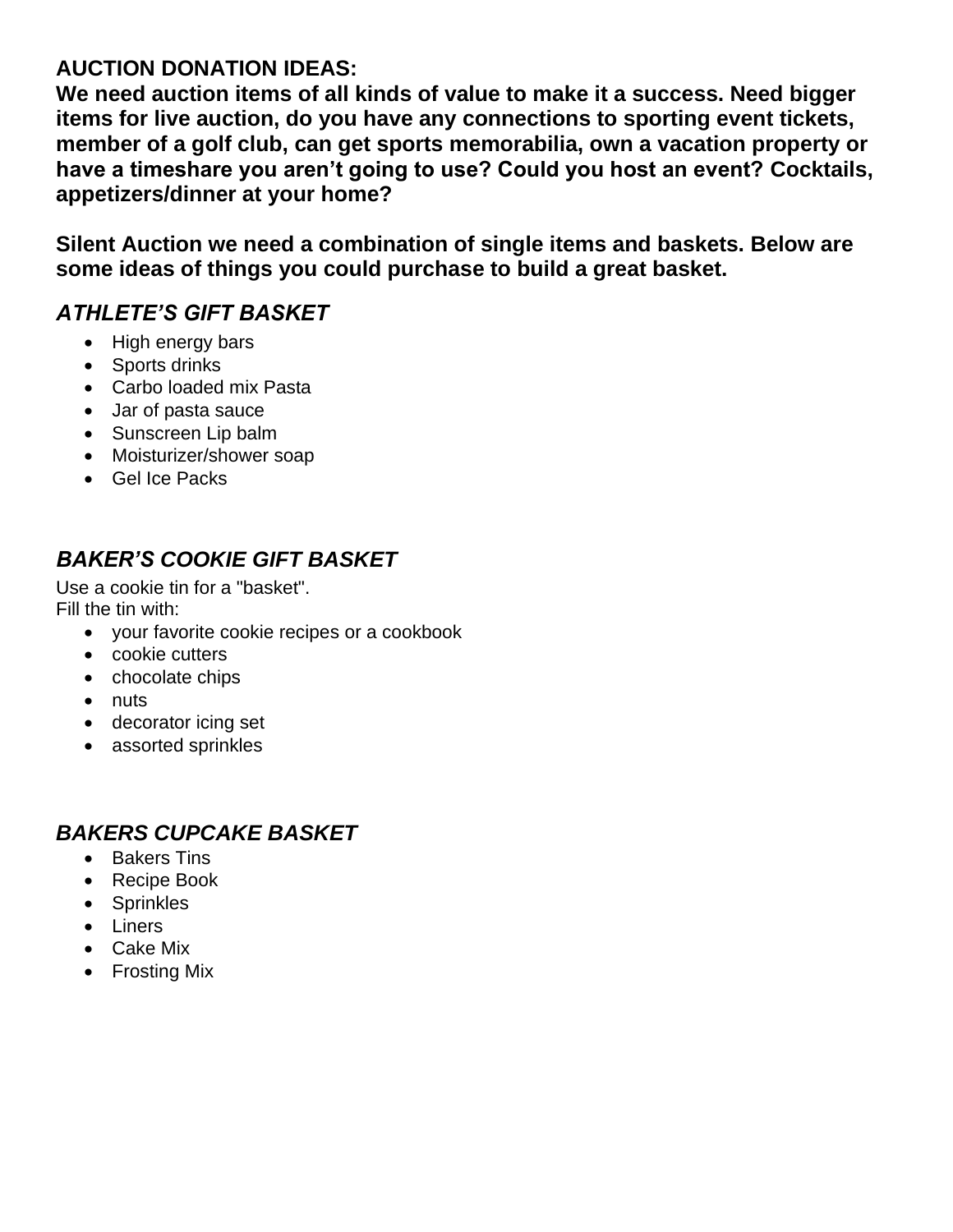**AUCTION DONATION IDEAS:**
**We need auction items of all kinds of value to make it a success. Need bigger items for live auction, do you have any connections to sporting event tickets, member of a golf club, can get sports memorabilia, own a vacation property or have a timeshare you aren't going to use? Could you host an event? Cocktails, appetizers/dinner at your home?**

**Silent Auction we need a combination of single items and baskets. Below are some ideas of things you could purchase to build a great basket.**

### *ATHLETE'S GIFT BASKET*

- High energy bars
- Sports drinks
- Carbo loaded mix Pasta
- Jar of pasta sauce
- Sunscreen Lip balm
- Moisturizer/shower soap
- Gel Ice Packs

### *BAKER'S COOKIE GIFT BASKET*

Use a cookie tin for a "basket".
Fill the tin with:

- your favorite cookie recipes or a cookbook
- cookie cutters
- chocolate chips
- nuts
- decorator icing set
- assorted sprinkles

### *BAKERS CUPCAKE BASKET*

- Bakers Tins
- Recipe Book
- Sprinkles
- Liners
- Cake Mix
- Frosting Mix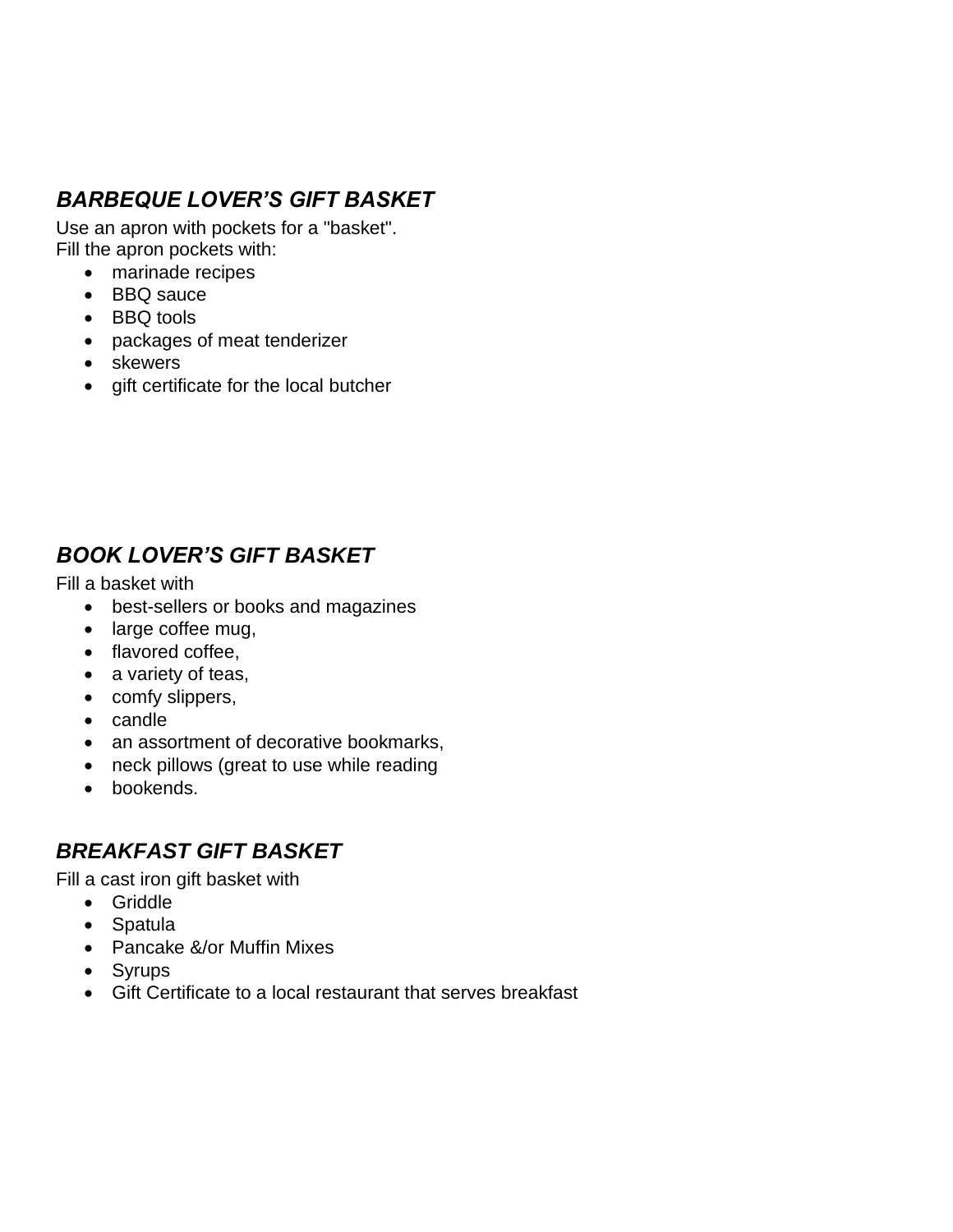## ***BARBEQUE LOVER'S GIFT BASKET***

Use an apron with pockets for a "basket".
Fill the apron pockets with:

- marinade recipes
- BBQ sauce
- BBQ tools
- packages of meat tenderizer
- skewers
- gift certificate for the local butcher

## ***BOOK LOVER'S GIFT BASKET***

Fill a basket with

- best-sellers or books and magazines
- large coffee mug,
- flavored coffee,
- a variety of teas,
- comfy slippers,
- candle
- an assortment of decorative bookmarks,
- neck pillows (great to use while reading
- bookends.

## ***BREAKFAST GIFT BASKET***

Fill a cast iron gift basket with

- Griddle
- Spatula
- Pancake &/or Muffin Mixes
- Syrups
- Gift Certificate to a local restaurant that serves breakfast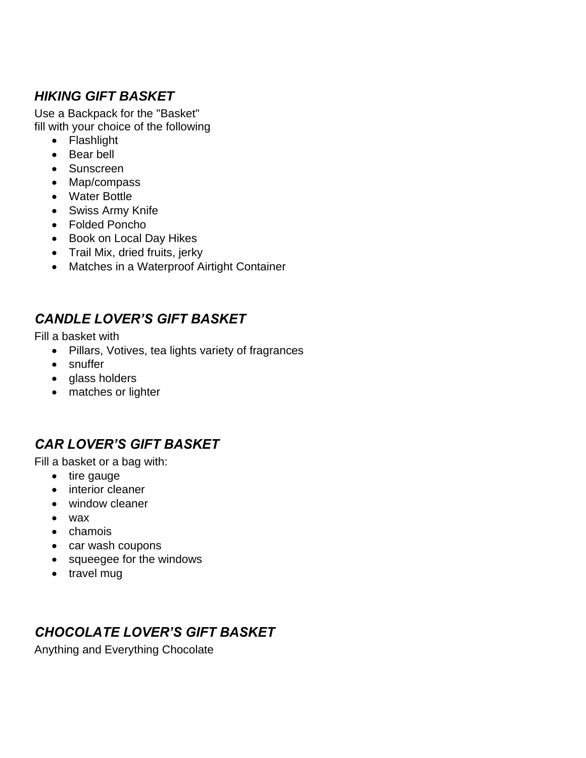## *HIKING GIFT BASKET*

Use a Backpack for the "Basket"
fill with your choice of the following

- Flashlight
- Bear bell
- Sunscreen
- Map/compass
- Water Bottle
- Swiss Army Knife
- Folded Poncho
- Book on Local Day Hikes
- Trail Mix, dried fruits, jerky
- Matches in a Waterproof Airtight Container

## *CANDLE LOVER'S GIFT BASKET*

Fill a basket with

- Pillars, Votives, tea lights variety of fragrances
- snuffer
- glass holders
- matches or lighter

## *CAR LOVER'S GIFT BASKET*

Fill a basket or a bag with:

- tire gauge
- interior cleaner
- window cleaner
- wax
- chamois
- car wash coupons
- squeegee for the windows
- travel mug

## *CHOCOLATE LOVER'S GIFT BASKET*

Anything and Everything Chocolate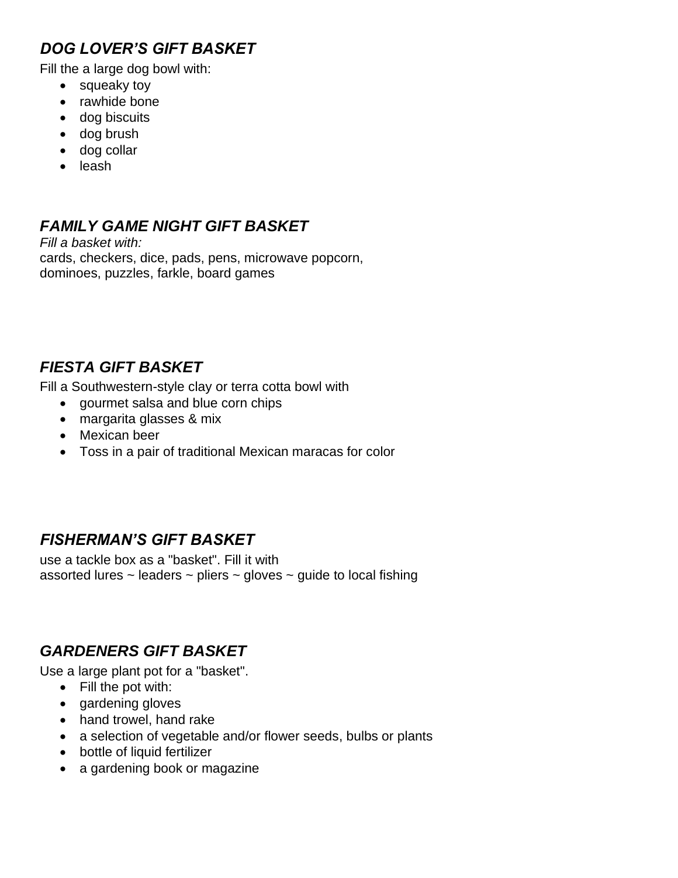### ***DOG LOVER'S GIFT BASKET***

Fill the a large dog bowl with:

- squeaky toy
- rawhide bone
- dog biscuits
- dog brush
- dog collar
- leash

### ***FAMILY GAME NIGHT GIFT BASKET***

*Fill a basket with:*
cards, checkers, dice, pads, pens, microwave popcorn, dominoes, puzzles, farkle, board games

### ***FIESTA GIFT BASKET***

Fill a Southwestern-style clay or terra cotta bowl with

- gourmet salsa and blue corn chips
- margarita glasses & mix
- Mexican beer
- Toss in a pair of traditional Mexican maracas for color

### ***FISHERMAN'S GIFT BASKET***

use a tackle box as a "basket". Fill it with
assorted lures ~ leaders ~ pliers ~ gloves ~ guide to local fishing

### ***GARDENERS GIFT BASKET***

Use a large plant pot for a "basket".

- Fill the pot with:
- gardening gloves
- hand trowel, hand rake
- a selection of vegetable and/or flower seeds, bulbs or plants
- bottle of liquid fertilizer
- a gardening book or magazine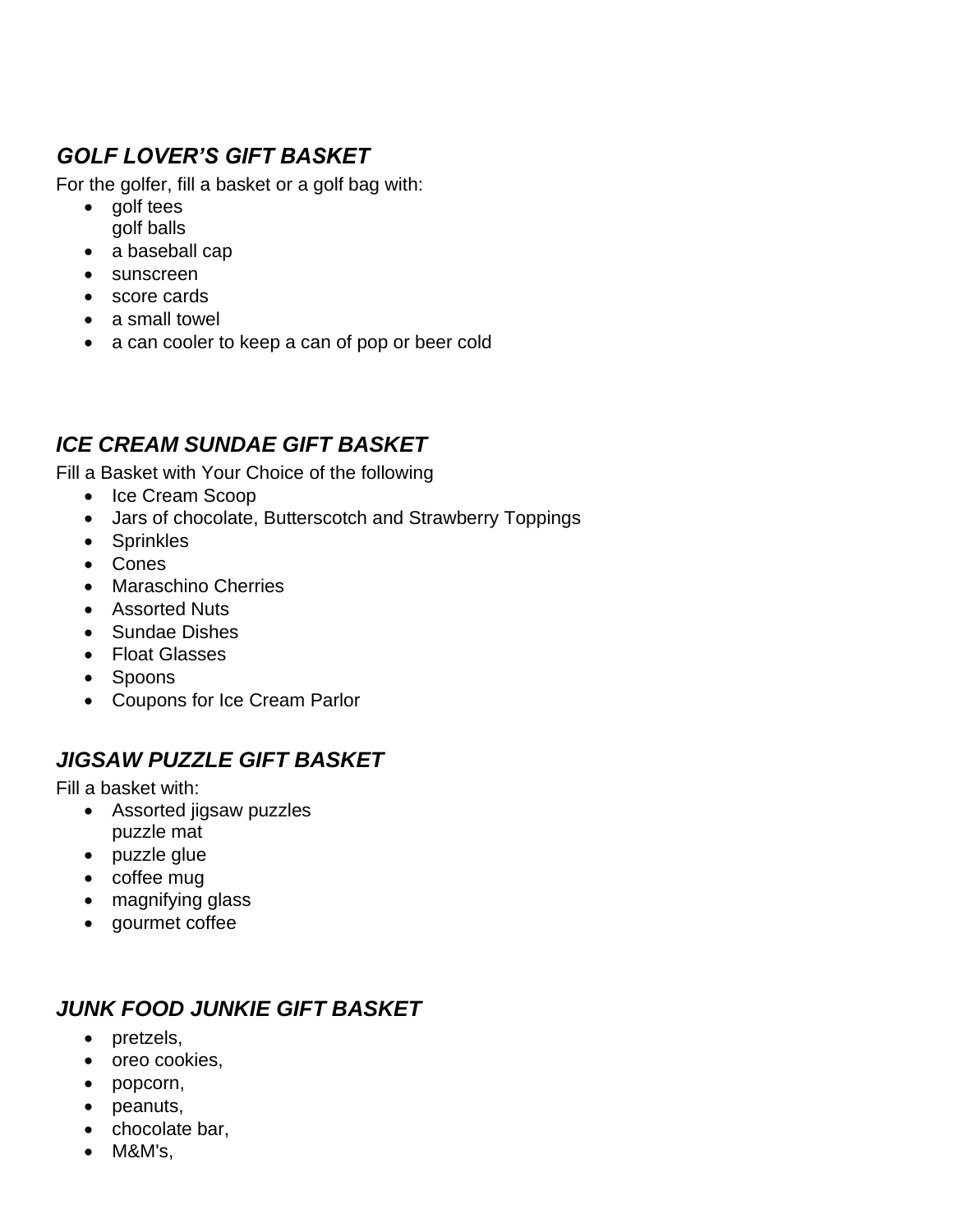### ***GOLF LOVER'S GIFT BASKET***

For the golfer, fill a basket or a golf bag with:

- golf tees
  golf balls
- a baseball cap
- sunscreen
- score cards
- a small towel
- a can cooler to keep a can of pop or beer cold

### ***ICE CREAM SUNDAE GIFT BASKET***

Fill a Basket with Your Choice of the following

- Ice Cream Scoop
- Jars of chocolate, Butterscotch and Strawberry Toppings
- Sprinkles
- Cones
- Maraschino Cherries
- Assorted Nuts
- Sundae Dishes
- Float Glasses
- Spoons
- Coupons for Ice Cream Parlor

### ***JIGSAW PUZZLE GIFT BASKET***

Fill a basket with:

- Assorted jigsaw puzzles
  puzzle mat
- puzzle glue
- coffee mug
- magnifying glass
- gourmet coffee

### ***JUNK FOOD JUNKIE GIFT BASKET***

- pretzels,
- oreo cookies,
- popcorn,
- peanuts,
- chocolate bar,
- M&M's,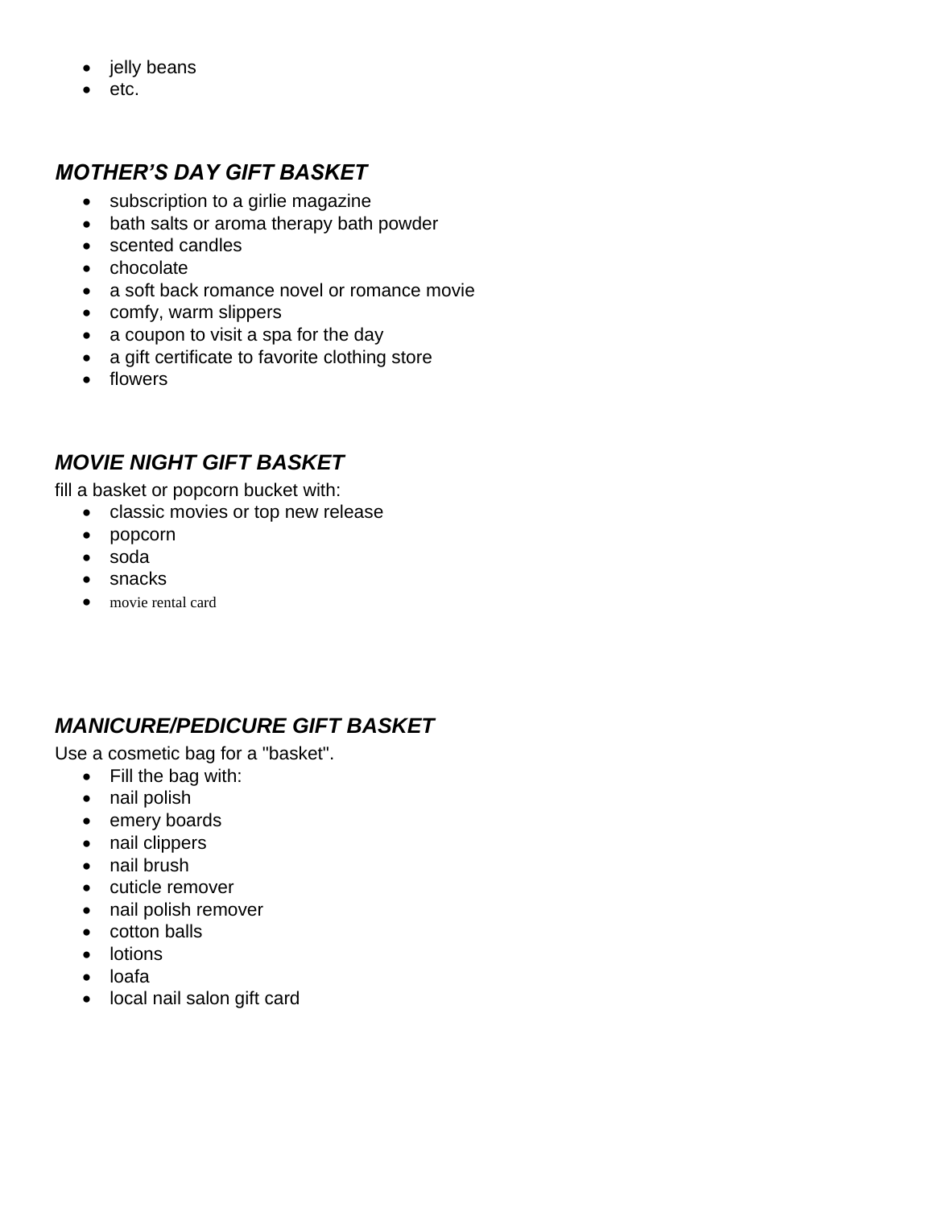- jelly beans
- etc.

### *MOTHER'S DAY GIFT BASKET*

- subscription to a girlie magazine
- bath salts or aroma therapy bath powder
- scented candles
- chocolate
- a soft back romance novel or romance movie
- comfy, warm slippers
- a coupon to visit a spa for the day
- a gift certificate to favorite clothing store
- flowers

### *MOVIE NIGHT GIFT BASKET*

fill a basket or popcorn bucket with:

- classic movies or top new release
- popcorn
- soda
- snacks
- movie rental card

### *MANICURE/PEDICURE GIFT BASKET*

Use a cosmetic bag for a "basket".

- Fill the bag with:
- nail polish
- emery boards
- nail clippers
- nail brush
- cuticle remover
- nail polish remover
- cotton balls
- lotions
- loafa
- local nail salon gift card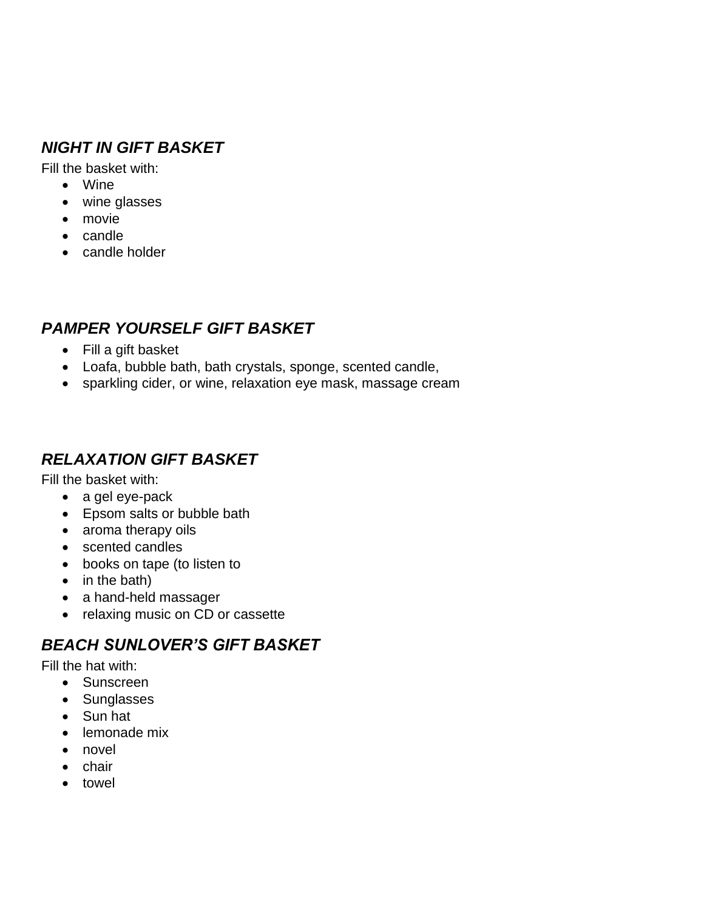### ***NIGHT IN GIFT BASKET***

Fill the basket with:

- Wine
- wine glasses
- movie
- candle
- candle holder

### ***PAMPER YOURSELF GIFT BASKET***

- Fill a gift basket
- Loafa, bubble bath, bath crystals, sponge, scented candle,
- sparkling cider, or wine, relaxation eye mask, massage cream

### ***RELAXATION GIFT BASKET***

Fill the basket with:

- a gel eye-pack
- Epsom salts or bubble bath
- aroma therapy oils
- scented candles
- books on tape (to listen to
- in the bath)
- a hand-held massager
- relaxing music on CD or cassette

### ***BEACH SUNLOVER'S GIFT BASKET***

Fill the hat with:

- Sunscreen
- Sunglasses
- Sun hat
- lemonade mix
- novel
- chair
- towel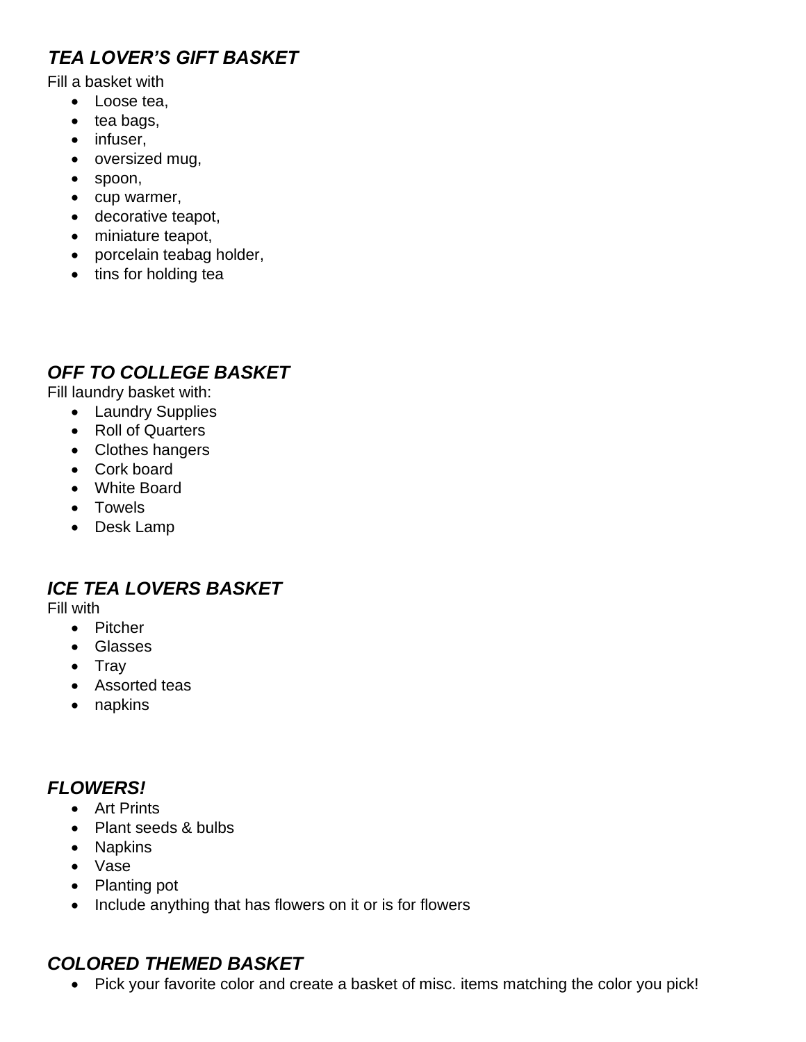### ***TEA LOVER'S GIFT BASKET***

Fill a basket with

- Loose tea,
- tea bags,
- infuser,
- oversized mug,
- spoon,
- cup warmer,
- decorative teapot,
- miniature teapot,
- porcelain teabag holder,
- tins for holding tea

### ***OFF TO COLLEGE BASKET***

Fill laundry basket with:

- Laundry Supplies
- Roll of Quarters
- Clothes hangers
- Cork board
- White Board
- Towels
- Desk Lamp

### ***ICE TEA LOVERS BASKET***

Fill with

- Pitcher
- Glasses
- Tray
- Assorted teas
- napkins

### ***FLOWERS!***

- Art Prints
- Plant seeds & bulbs
- Napkins
- Vase
- Planting pot
- Include anything that has flowers on it or is for flowers

### ***COLORED THEMED BASKET***

- Pick your favorite color and create a basket of misc. items matching the color you pick!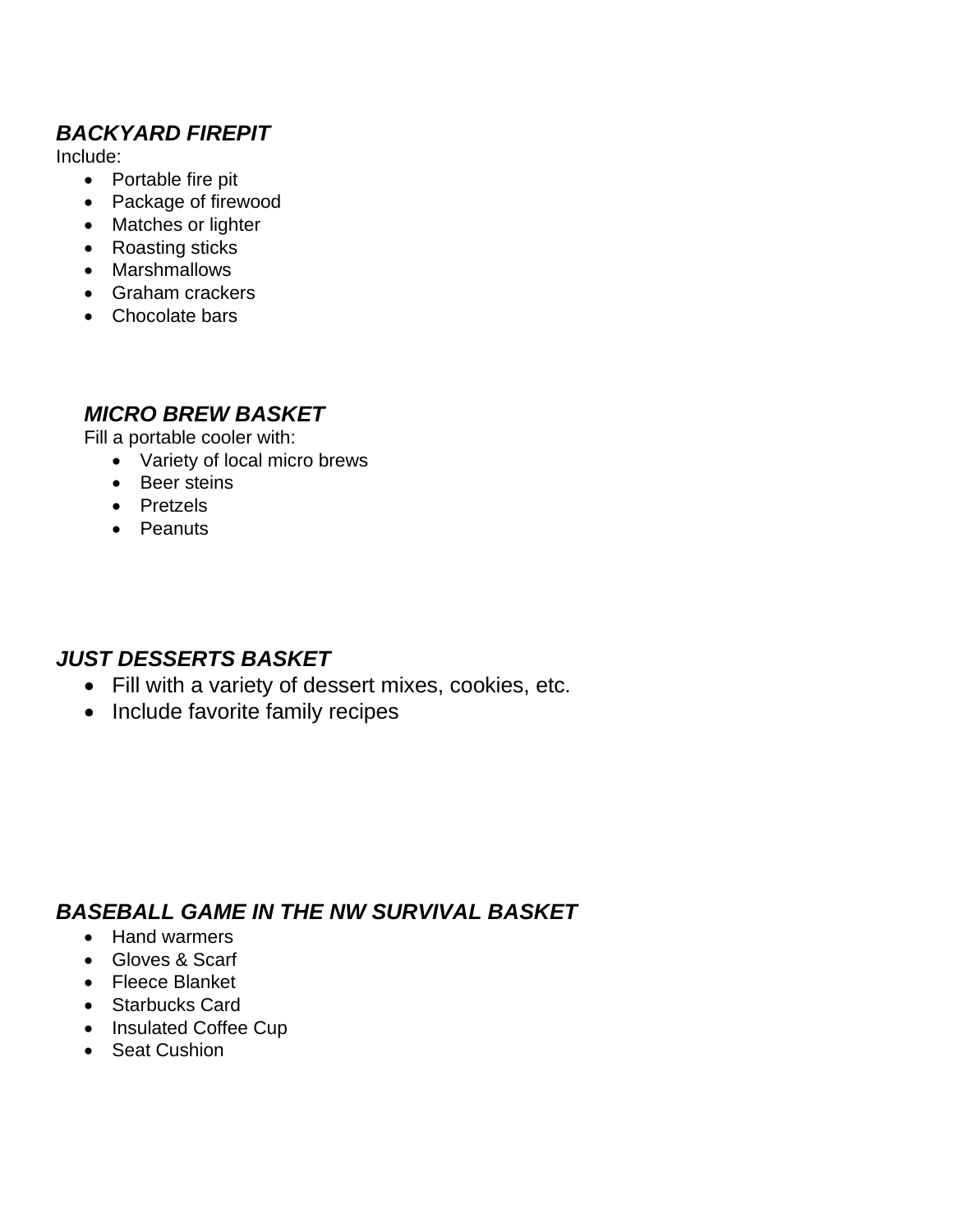### *BACKYARD FIREPIT*

Include:

- Portable fire pit
- Package of firewood
- Matches or lighter
- Roasting sticks
- Marshmallows
- Graham crackers
- Chocolate bars

### *MICRO BREW BASKET*

Fill a portable cooler with:

- Variety of local micro brews
- Beer steins
- Pretzels
- Peanuts

### *JUST DESSERTS BASKET*

- Fill with a variety of dessert mixes, cookies, etc.
- Include favorite family recipes

### *BASEBALL GAME IN THE NW SURVIVAL BASKET*

- Hand warmers
- Gloves & Scarf
- Fleece Blanket
- Starbucks Card
- Insulated Coffee Cup
- Seat Cushion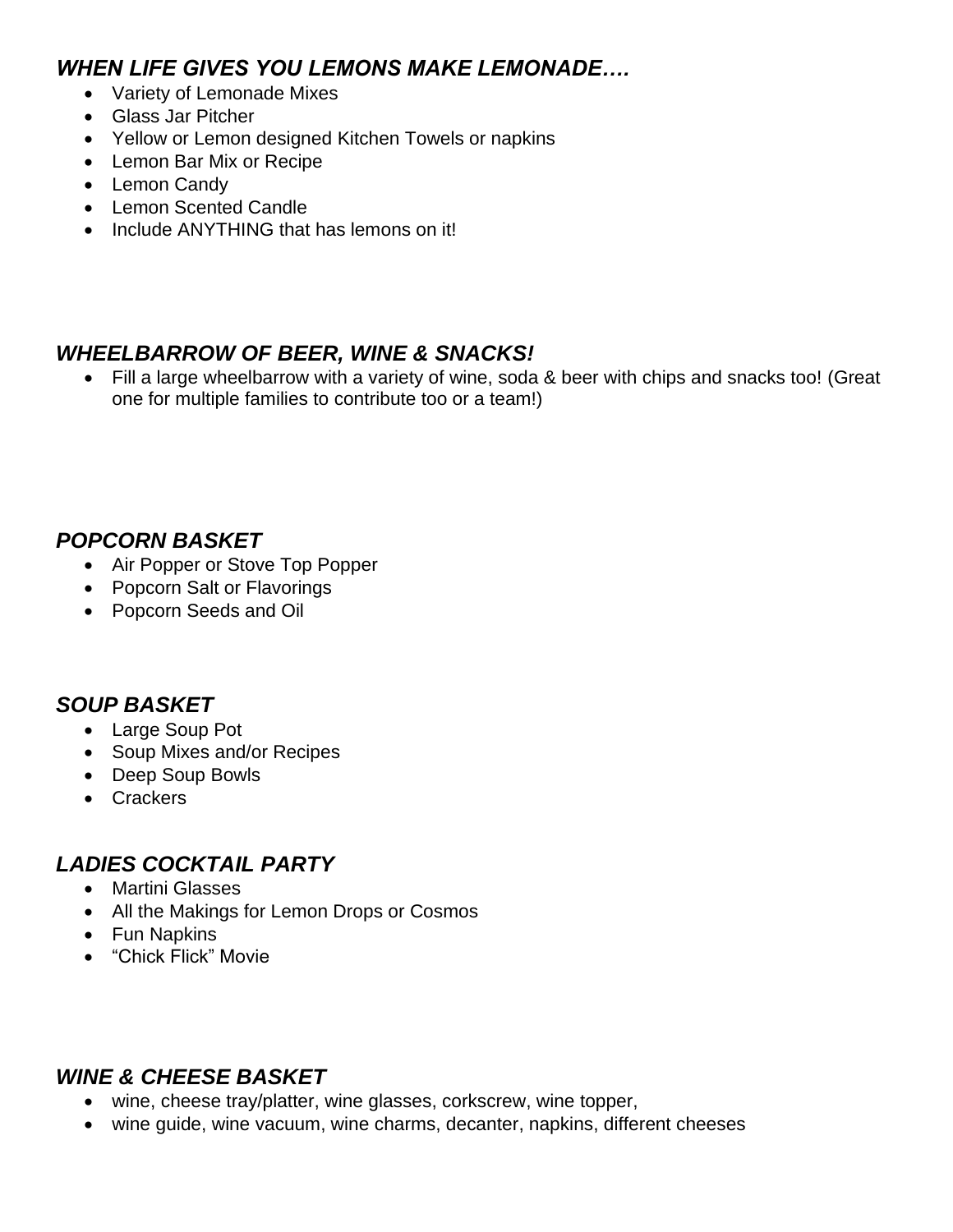### *WHEN LIFE GIVES YOU LEMONS MAKE LEMONADE….*

- Variety of Lemonade Mixes
- Glass Jar Pitcher
- Yellow or Lemon designed Kitchen Towels or napkins
- Lemon Bar Mix or Recipe
- Lemon Candy
- Lemon Scented Candle
- Include ANYTHING that has lemons on it!

### *WHEELBARROW OF BEER, WINE & SNACKS!*

- Fill a large wheelbarrow with a variety of wine, soda & beer with chips and snacks too! (Great one for multiple families to contribute too or a team!)

### *POPCORN BASKET*

- Air Popper or Stove Top Popper
- Popcorn Salt or Flavorings
- Popcorn Seeds and Oil

### *SOUP BASKET*

- Large Soup Pot
- Soup Mixes and/or Recipes
- Deep Soup Bowls
- Crackers

### *LADIES COCKTAIL PARTY*

- Martini Glasses
- All the Makings for Lemon Drops or Cosmos
- Fun Napkins
- "Chick Flick" Movie

### *WINE & CHEESE BASKET*

- wine, cheese tray/platter, wine glasses, corkscrew, wine topper,
- wine guide, wine vacuum, wine charms, decanter, napkins, different cheeses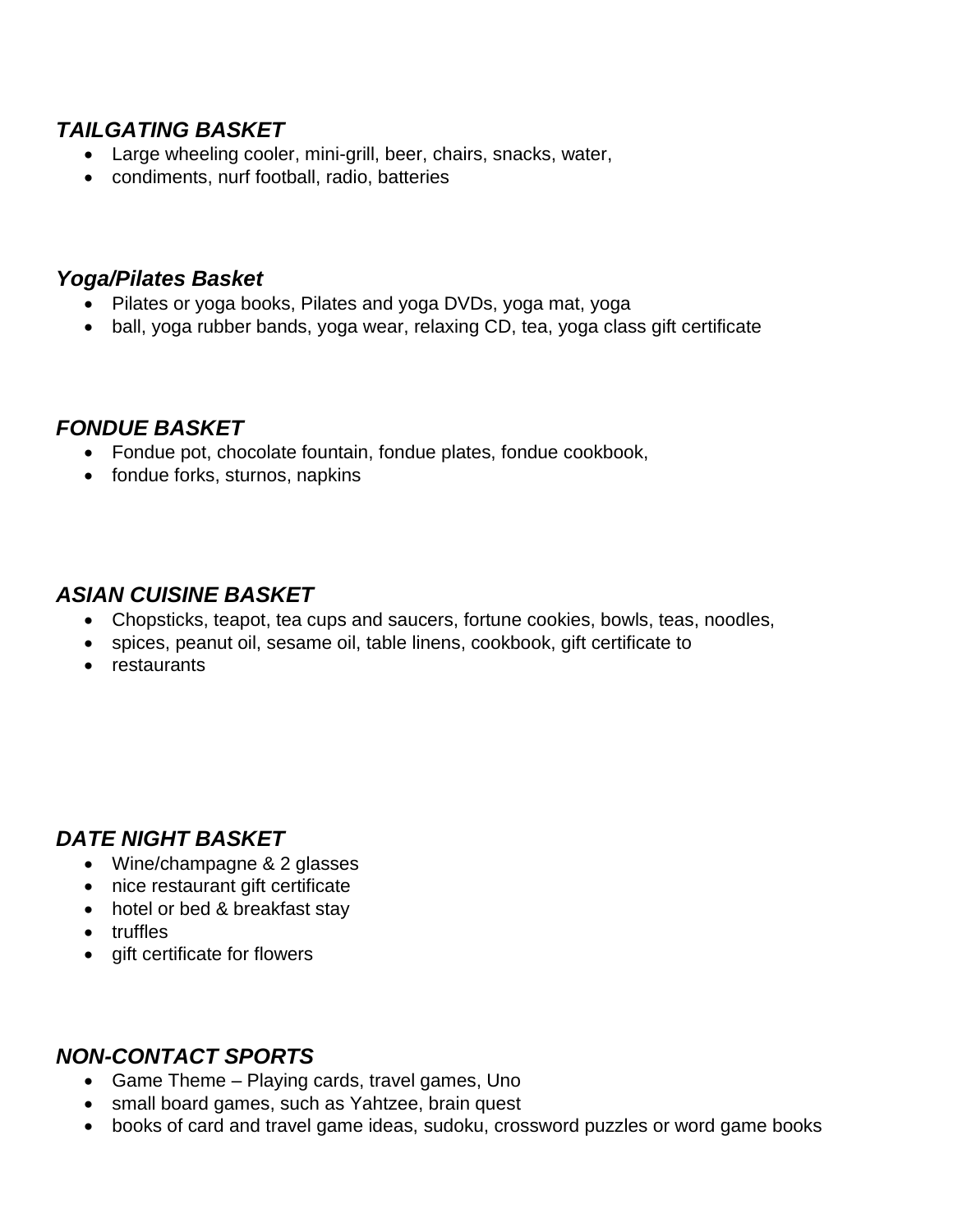### ***TAILGATING BASKET***

- Large wheeling cooler, mini-grill, beer, chairs, snacks, water,
- condiments, nurf football, radio, batteries

### ***Yoga/Pilates Basket***

- Pilates or yoga books, Pilates and yoga DVDs, yoga mat, yoga
- ball, yoga rubber bands, yoga wear, relaxing CD, tea, yoga class gift certificate

### ***FONDUE BASKET***

- Fondue pot, chocolate fountain, fondue plates, fondue cookbook,
- fondue forks, sturnos, napkins

### ***ASIAN CUISINE BASKET***

- Chopsticks, teapot, tea cups and saucers, fortune cookies, bowls, teas, noodles,
- spices, peanut oil, sesame oil, table linens, cookbook, gift certificate to
- restaurants

### ***DATE NIGHT BASKET***

- Wine/champagne & 2 glasses
- nice restaurant gift certificate
- hotel or bed & breakfast stay
- truffles
- gift certificate for flowers

### ***NON-CONTACT SPORTS***

- Game Theme – Playing cards, travel games, Uno
- small board games, such as Yahtzee, brain quest
- books of card and travel game ideas, sudoku, crossword puzzles or word game books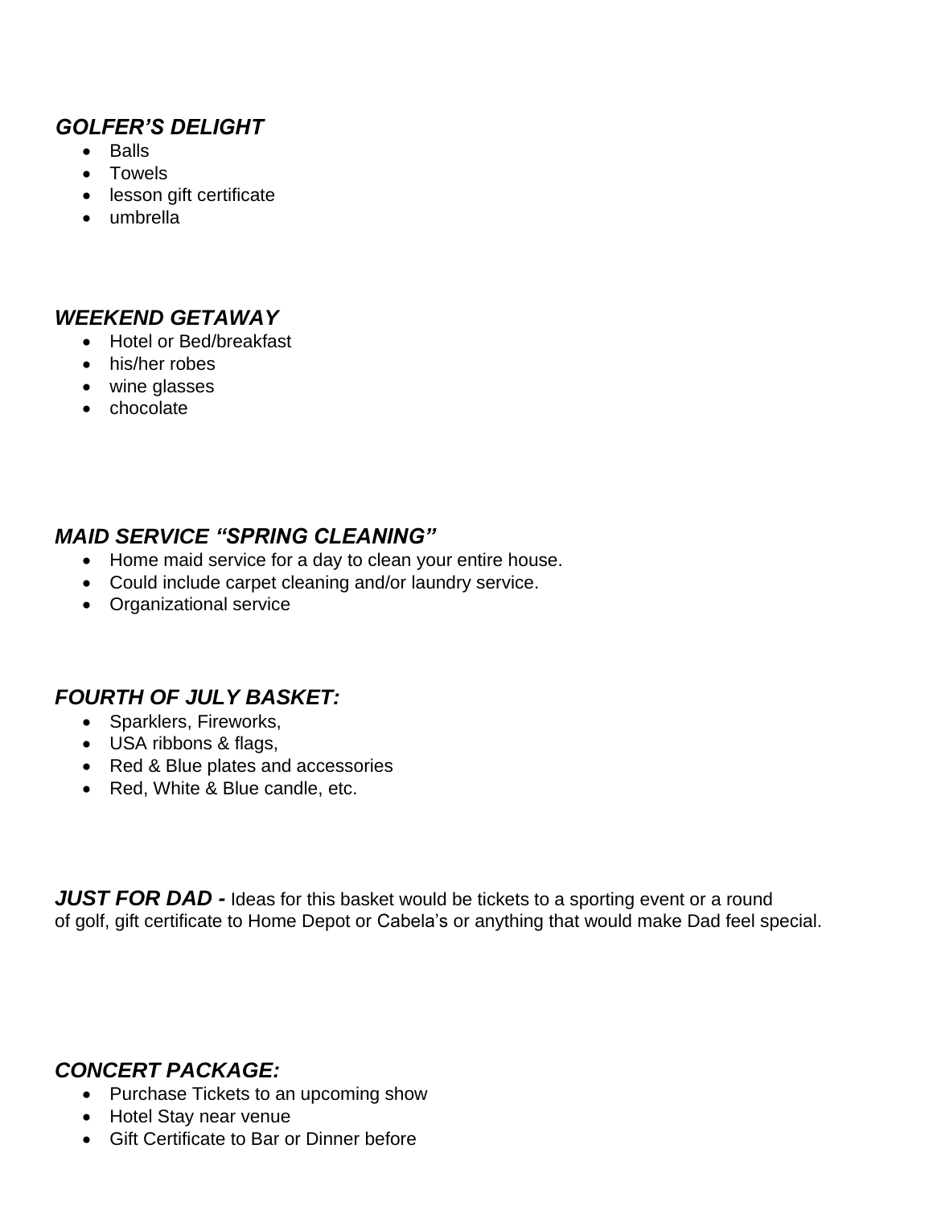### *GOLFER'S DELIGHT*

- Balls
- Towels
- lesson gift certificate
- umbrella

### *WEEKEND GETAWAY*

- Hotel or Bed/breakfast
- his/her robes
- wine glasses
- chocolate

### *MAID SERVICE "SPRING CLEANING"*

- Home maid service for a day to clean your entire house.
- Could include carpet cleaning and/or laundry service.
- Organizational service

### *FOURTH OF JULY BASKET:*

- Sparklers, Fireworks,
- USA ribbons & flags,
- Red & Blue plates and accessories
- Red, White & Blue candle, etc.

***JUST FOR DAD -*** Ideas for this basket would be tickets to a sporting event or a round of golf, gift certificate to Home Depot or Cabela's or anything that would make Dad feel special.

### *CONCERT PACKAGE:*

- Purchase Tickets to an upcoming show
- Hotel Stay near venue
- Gift Certificate to Bar or Dinner before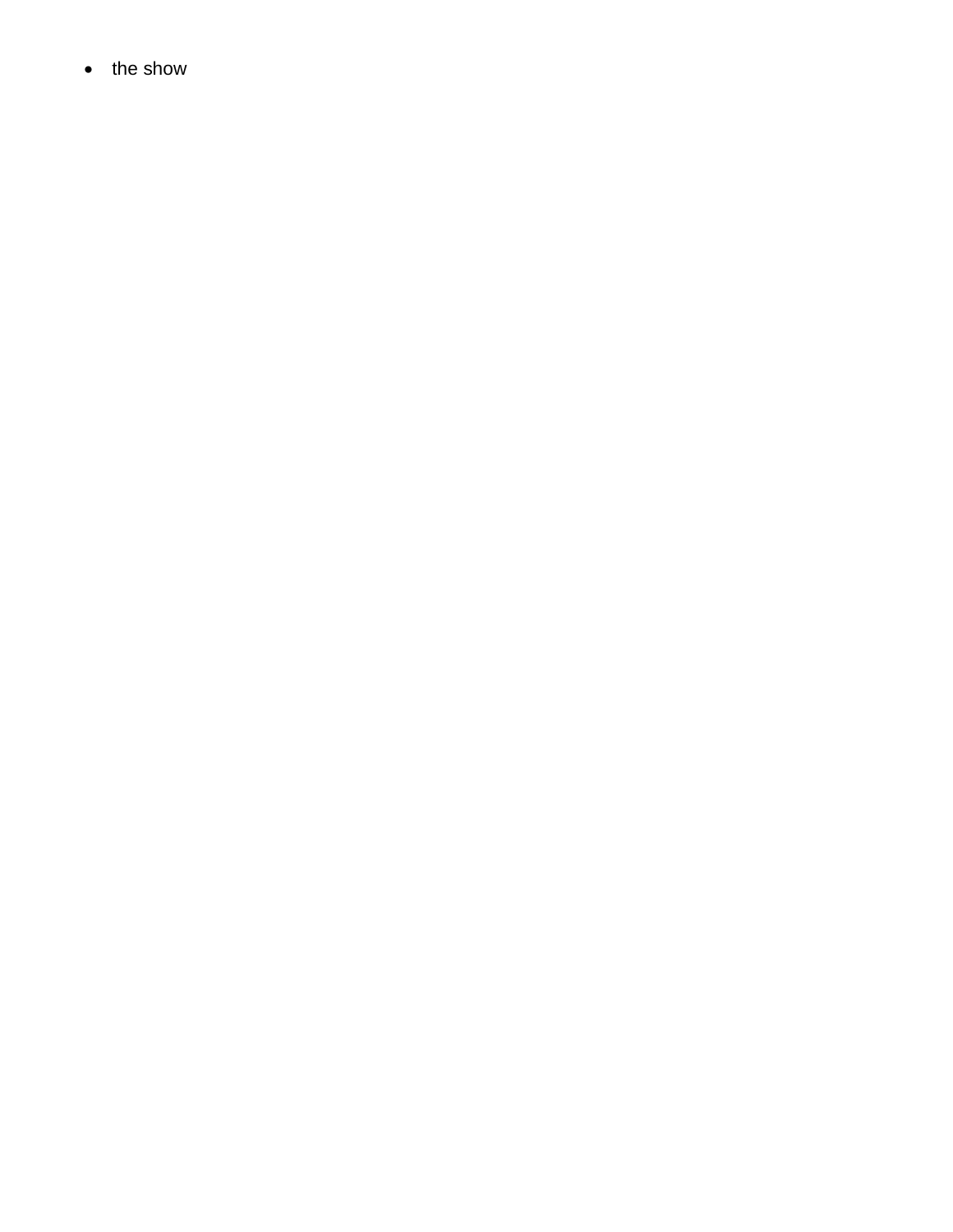- the show